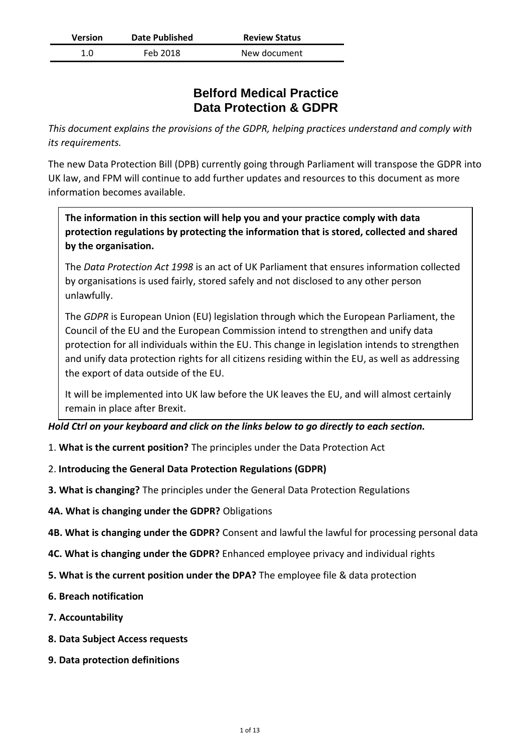| Version | Date Published | Review Status |
|---|---|---|
| 1.0 | Feb 2018 | New document |

# Belford Medical Practice
# Data Protection & GDPR

*This document explains the provisions of the GDPR, helping practices understand and comply with its requirements.*

The new Data Protection Bill (DPB) currently going through Parliament will transpose the GDPR into UK law, and FPM will continue to add further updates and resources to this document as more information becomes available.

**The information in this section will help you and your practice comply with data protection regulations by protecting the information that is stored, collected and shared by the organisation.**

The *Data Protection Act 1998* is an act of UK Parliament that ensures information collected by organisations is used fairly, stored safely and not disclosed to any other person unlawfully.

The *GDPR* is European Union (EU) legislation through which the European Parliament, the Council of the EU and the European Commission intend to strengthen and unify data protection for all individuals within the EU. This change in legislation intends to strengthen and unify data protection rights for all citizens residing within the EU, as well as addressing the export of data outside of the EU.

It will be implemented into UK law before the UK leaves the EU, and will almost certainly remain in place after Brexit.

***Hold Ctrl on your keyboard and click on the links below to go directly to each section.***

1. **What is the current position?** The principles under the Data Protection Act

2. **Introducing the General Data Protection Regulations (GDPR)**

**3. What is changing?** The principles under the General Data Protection Regulations

**4A. What is changing under the GDPR?** Obligations

**4B. What is changing under the GDPR?** Consent and lawful the lawful for processing personal data

**4C. What is changing under the GDPR?** Enhanced employee privacy and individual rights

**5. What is the current position under the DPA?** The employee file & data protection

**6. Breach notification**

**7. Accountability**

**8. Data Subject Access requests**

**9. Data protection definitions**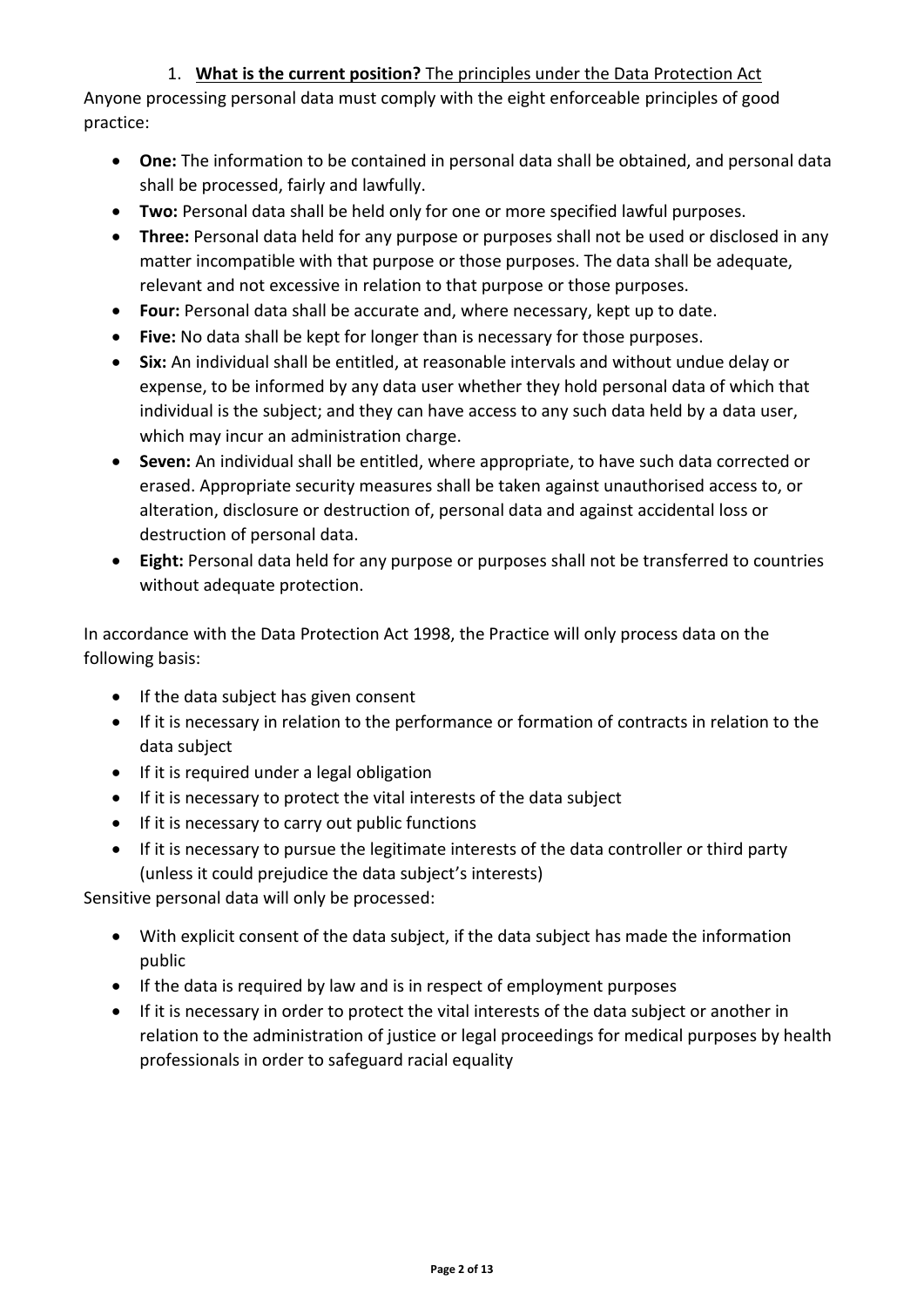1. **What is the current position?** The principles under the Data Protection Act

Anyone processing personal data must comply with the eight enforceable principles of good practice:

- **One:** The information to be contained in personal data shall be obtained, and personal data shall be processed, fairly and lawfully.
- **Two:** Personal data shall be held only for one or more specified lawful purposes.
- **Three:** Personal data held for any purpose or purposes shall not be used or disclosed in any matter incompatible with that purpose or those purposes. The data shall be adequate, relevant and not excessive in relation to that purpose or those purposes.
- **Four:** Personal data shall be accurate and, where necessary, kept up to date.
- **Five:** No data shall be kept for longer than is necessary for those purposes.
- **Six:** An individual shall be entitled, at reasonable intervals and without undue delay or expense, to be informed by any data user whether they hold personal data of which that individual is the subject; and they can have access to any such data held by a data user, which may incur an administration charge.
- **Seven:** An individual shall be entitled, where appropriate, to have such data corrected or erased. Appropriate security measures shall be taken against unauthorised access to, or alteration, disclosure or destruction of, personal data and against accidental loss or destruction of personal data.
- **Eight:** Personal data held for any purpose or purposes shall not be transferred to countries without adequate protection.

In accordance with the Data Protection Act 1998, the Practice will only process data on the following basis:

- If the data subject has given consent
- If it is necessary in relation to the performance or formation of contracts in relation to the data subject
- If it is required under a legal obligation
- If it is necessary to protect the vital interests of the data subject
- If it is necessary to carry out public functions
- If it is necessary to pursue the legitimate interests of the data controller or third party (unless it could prejudice the data subject's interests)

Sensitive personal data will only be processed:

- With explicit consent of the data subject, if the data subject has made the information public
- If the data is required by law and is in respect of employment purposes
- If it is necessary in order to protect the vital interests of the data subject or another in relation to the administration of justice or legal proceedings for medical purposes by health professionals in order to safeguard racial equality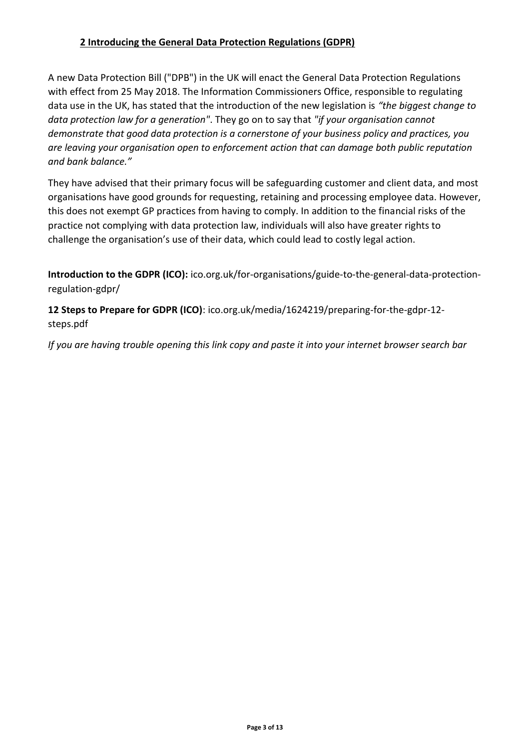## 2 Introducing the General Data Protection Regulations (GDPR)

A new Data Protection Bill ("DPB") in the UK will enact the General Data Protection Regulations with effect from 25 May 2018. The Information Commissioners Office, responsible to regulating data use in the UK, has stated that the introduction of the new legislation is *"the biggest change to data protection law for a generation"*. They go on to say that *"if your organisation cannot demonstrate that good data protection is a cornerstone of your business policy and practices, you are leaving your organisation open to enforcement action that can damage both public reputation and bank balance."*

They have advised that their primary focus will be safeguarding customer and client data, and most organisations have good grounds for requesting, retaining and processing employee data. However, this does not exempt GP practices from having to comply. In addition to the financial risks of the practice not complying with data protection law, individuals will also have greater rights to challenge the organisation's use of their data, which could lead to costly legal action.

**Introduction to the GDPR (ICO):** ico.org.uk/for-organisations/guide-to-the-general-data-protection-regulation-gdpr/

**12 Steps to Prepare for GDPR (ICO)**: ico.org.uk/media/1624219/preparing-for-the-gdpr-12-steps.pdf

*If you are having trouble opening this link copy and paste it into your internet browser search bar*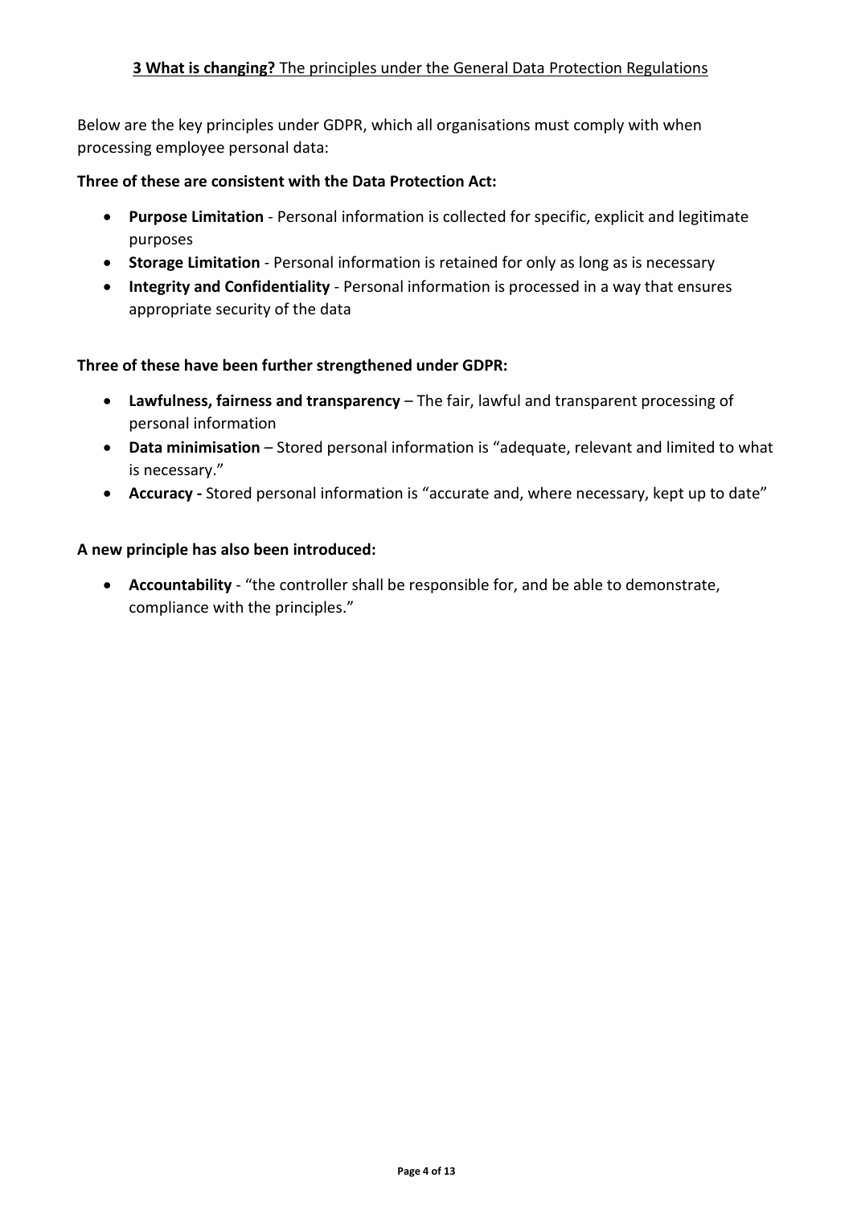## **3 What is changing?** The principles under the General Data Protection Regulations

Below are the key principles under GDPR, which all organisations must comply with when processing employee personal data:

**Three of these are consistent with the Data Protection Act:**

- **Purpose Limitation** - Personal information is collected for specific, explicit and legitimate purposes
- **Storage Limitation** - Personal information is retained for only as long as is necessary
- **Integrity and Confidentiality** - Personal information is processed in a way that ensures appropriate security of the data

**Three of these have been further strengthened under GDPR:**

- **Lawfulness, fairness and transparency** – The fair, lawful and transparent processing of personal information
- **Data minimisation** – Stored personal information is "adequate, relevant and limited to what is necessary."
- **Accuracy -** Stored personal information is "accurate and, where necessary, kept up to date"

**A new principle has also been introduced:**

- **Accountability** - "the controller shall be responsible for, and be able to demonstrate, compliance with the principles."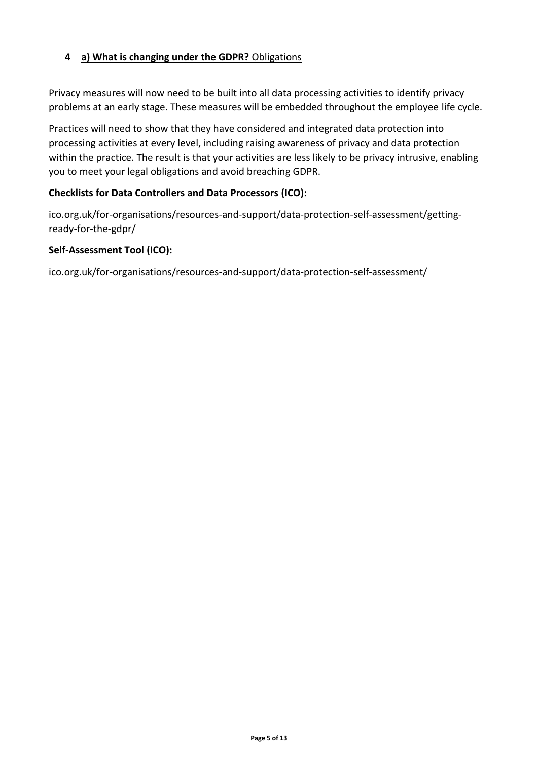## 4 a) What is changing under the GDPR? Obligations

Privacy measures will now need to be built into all data processing activities to identify privacy problems at an early stage. These measures will be embedded throughout the employee life cycle.

Practices will need to show that they have considered and integrated data protection into processing activities at every level, including raising awareness of privacy and data protection within the practice. The result is that your activities are less likely to be privacy intrusive, enabling you to meet your legal obligations and avoid breaching GDPR.

**Checklists for Data Controllers and Data Processors (ICO):**

ico.org.uk/for-organisations/resources-and-support/data-protection-self-assessment/getting-ready-for-the-gdpr/

**Self-Assessment Tool (ICO):**

ico.org.uk/for-organisations/resources-and-support/data-protection-self-assessment/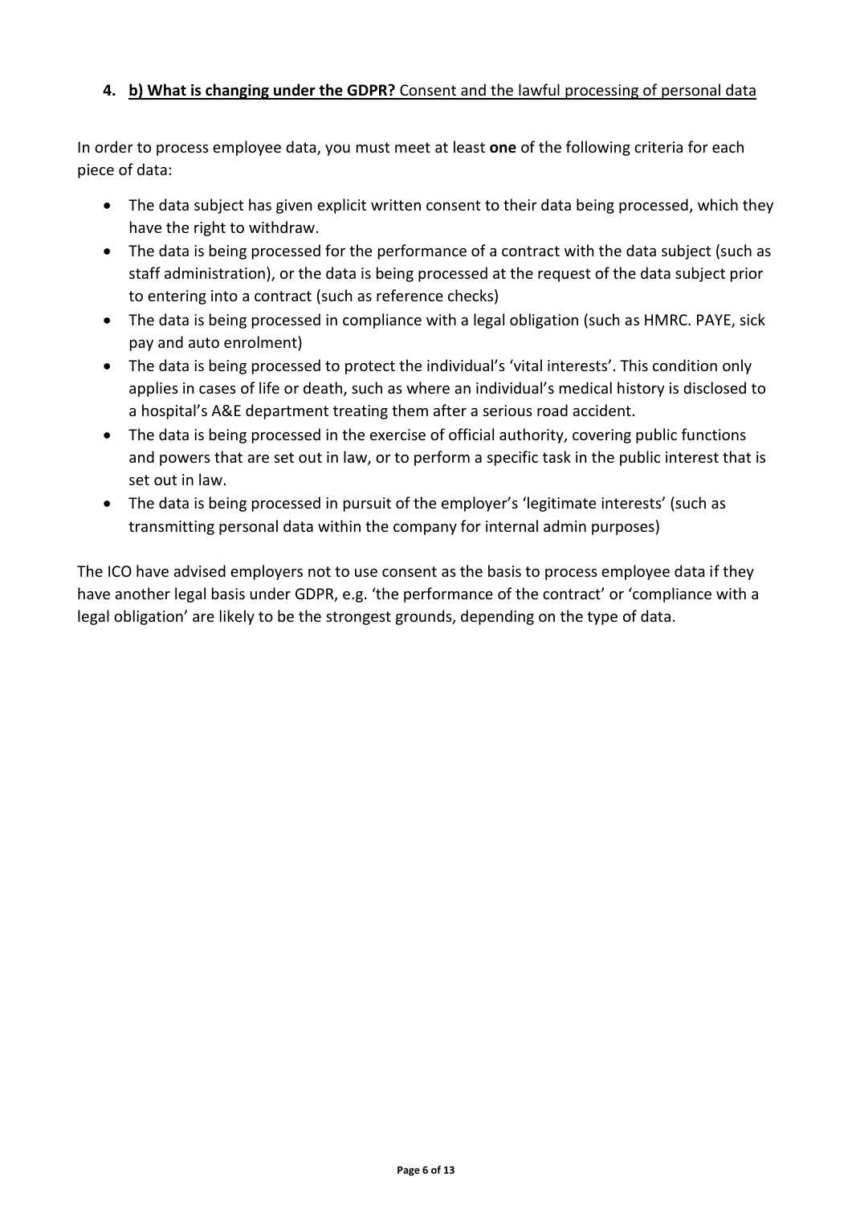## 4. **b) What is changing under the GDPR?** Consent and the lawful processing of personal data

In order to process employee data, you must meet at least **one** of the following criteria for each piece of data:

- The data subject has given explicit written consent to their data being processed, which they have the right to withdraw.
- The data is being processed for the performance of a contract with the data subject (such as staff administration), or the data is being processed at the request of the data subject prior to entering into a contract (such as reference checks)
- The data is being processed in compliance with a legal obligation (such as HMRC. PAYE, sick pay and auto enrolment)
- The data is being processed to protect the individual's 'vital interests'. This condition only applies in cases of life or death, such as where an individual's medical history is disclosed to a hospital's A&E department treating them after a serious road accident.
- The data is being processed in the exercise of official authority, covering public functions and powers that are set out in law, or to perform a specific task in the public interest that is set out in law.
- The data is being processed in pursuit of the employer's 'legitimate interests' (such as transmitting personal data within the company for internal admin purposes)

The ICO have advised employers not to use consent as the basis to process employee data if they have another legal basis under GDPR, e.g. 'the performance of the contract' or 'compliance with a legal obligation' are likely to be the strongest grounds, depending on the type of data.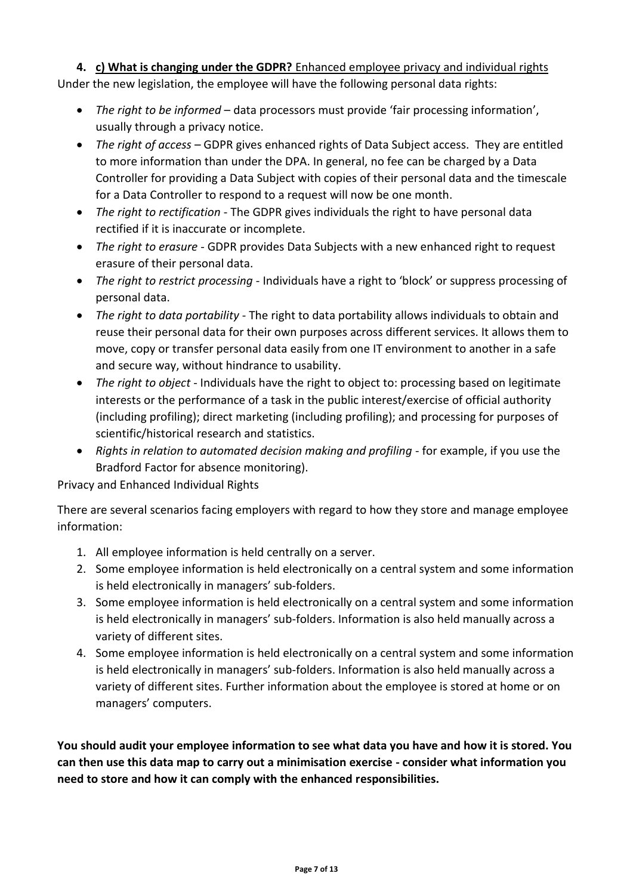**4. c) What is changing under the GDPR?** Enhanced employee privacy and individual rights

Under the new legislation, the employee will have the following personal data rights:

- *The right to be informed* – data processors must provide 'fair processing information', usually through a privacy notice.
- *The right of access* – GDPR gives enhanced rights of Data Subject access. They are entitled to more information than under the DPA. In general, no fee can be charged by a Data Controller for providing a Data Subject with copies of their personal data and the timescale for a Data Controller to respond to a request will now be one month.
- *The right to rectification* - The GDPR gives individuals the right to have personal data rectified if it is inaccurate or incomplete.
- *The right to erasure* - GDPR provides Data Subjects with a new enhanced right to request erasure of their personal data.
- *The right to restrict processing* - Individuals have a right to 'block' or suppress processing of personal data.
- *The right to data portability* - The right to data portability allows individuals to obtain and reuse their personal data for their own purposes across different services. It allows them to move, copy or transfer personal data easily from one IT environment to another in a safe and secure way, without hindrance to usability.
- *The right to object* - Individuals have the right to object to: processing based on legitimate interests or the performance of a task in the public interest/exercise of official authority (including profiling); direct marketing (including profiling); and processing for purposes of scientific/historical research and statistics.
- *Rights in relation to automated decision making and profiling* - for example, if you use the Bradford Factor for absence monitoring).

Privacy and Enhanced Individual Rights

There are several scenarios facing employers with regard to how they store and manage employee information:

1. All employee information is held centrally on a server.
2. Some employee information is held electronically on a central system and some information is held electronically in managers' sub-folders.
3. Some employee information is held electronically on a central system and some information is held electronically in managers' sub-folders. Information is also held manually across a variety of different sites.
4. Some employee information is held electronically on a central system and some information is held electronically in managers' sub-folders. Information is also held manually across a variety of different sites. Further information about the employee is stored at home or on managers' computers.

**You should audit your employee information to see what data you have and how it is stored. You can then use this data map to carry out a minimisation exercise - consider what information you need to store and how it can comply with the enhanced responsibilities.**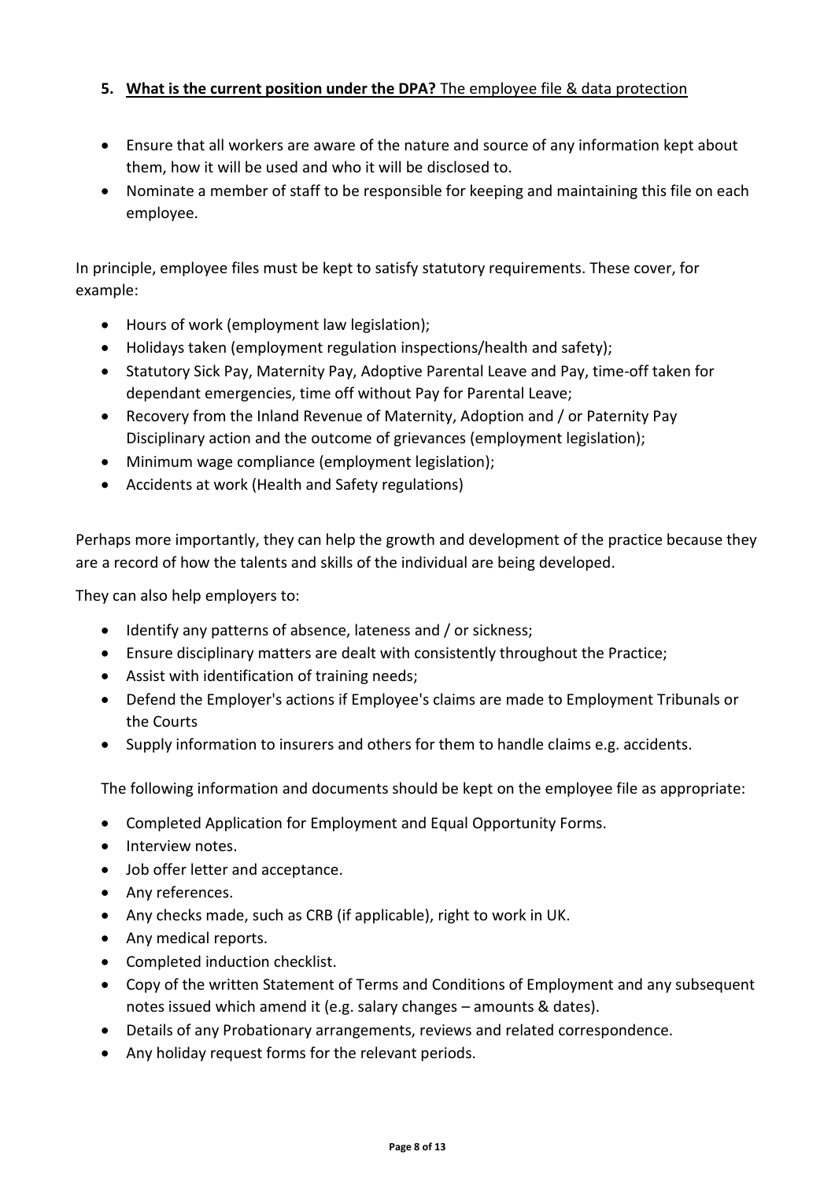5. **What is the current position under the DPA?** The employee file & data protection

- Ensure that all workers are aware of the nature and source of any information kept about them, how it will be used and who it will be disclosed to.
- Nominate a member of staff to be responsible for keeping and maintaining this file on each employee.

In principle, employee files must be kept to satisfy statutory requirements. These cover, for example:

- Hours of work (employment law legislation);
- Holidays taken (employment regulation inspections/health and safety);
- Statutory Sick Pay, Maternity Pay, Adoptive Parental Leave and Pay, time-off taken for dependant emergencies, time off without Pay for Parental Leave;
- Recovery from the Inland Revenue of Maternity, Adoption and / or Paternity Pay Disciplinary action and the outcome of grievances (employment legislation);
- Minimum wage compliance (employment legislation);
- Accidents at work (Health and Safety regulations)

Perhaps more importantly, they can help the growth and development of the practice because they are a record of how the talents and skills of the individual are being developed.

They can also help employers to:

- Identify any patterns of absence, lateness and / or sickness;
- Ensure disciplinary matters are dealt with consistently throughout the Practice;
- Assist with identification of training needs;
- Defend the Employer's actions if Employee's claims are made to Employment Tribunals or the Courts
- Supply information to insurers and others for them to handle claims e.g. accidents.

The following information and documents should be kept on the employee file as appropriate:

- Completed Application for Employment and Equal Opportunity Forms.
- Interview notes.
- Job offer letter and acceptance.
- Any references.
- Any checks made, such as CRB (if applicable), right to work in UK.
- Any medical reports.
- Completed induction checklist.
- Copy of the written Statement of Terms and Conditions of Employment and any subsequent notes issued which amend it (e.g. salary changes – amounts & dates).
- Details of any Probationary arrangements, reviews and related correspondence.
- Any holiday request forms for the relevant periods.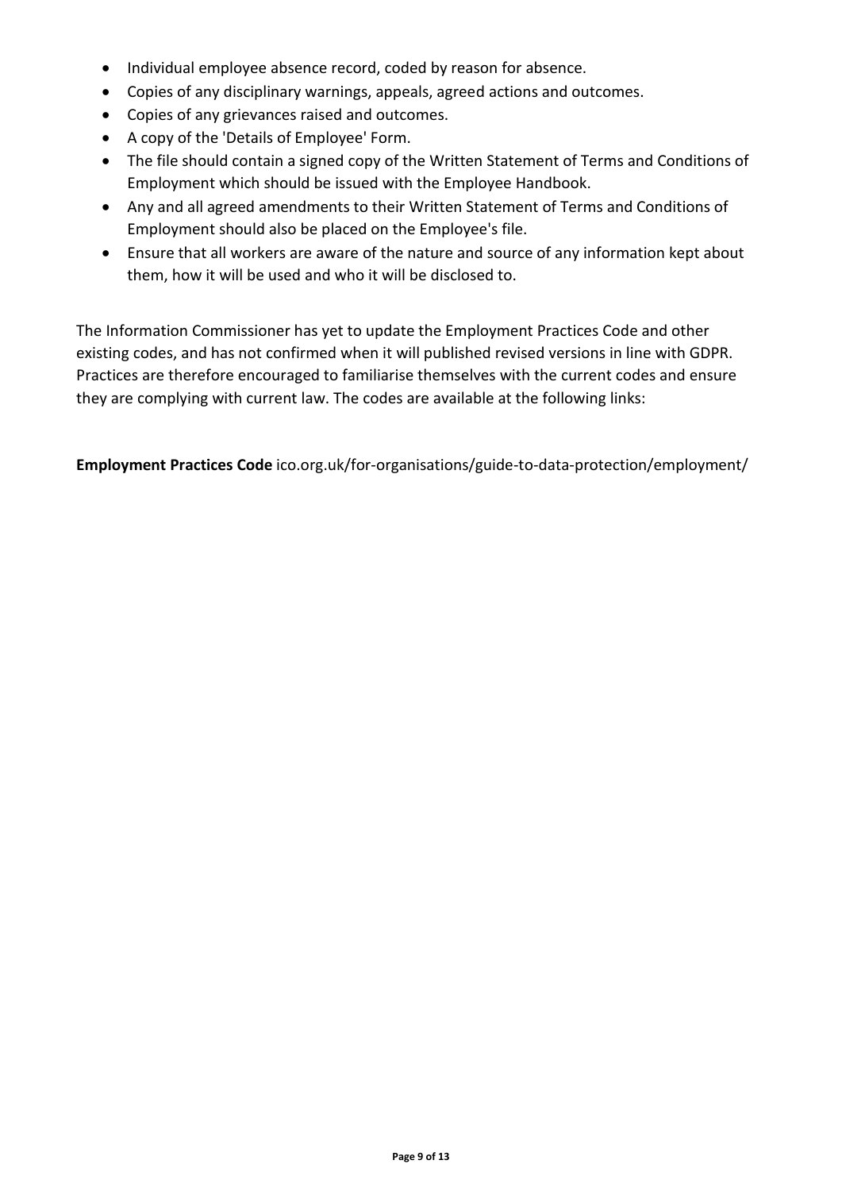- Individual employee absence record, coded by reason for absence.
- Copies of any disciplinary warnings, appeals, agreed actions and outcomes.
- Copies of any grievances raised and outcomes.
- A copy of the 'Details of Employee' Form.
- The file should contain a signed copy of the Written Statement of Terms and Conditions of Employment which should be issued with the Employee Handbook.
- Any and all agreed amendments to their Written Statement of Terms and Conditions of Employment should also be placed on the Employee's file.
- Ensure that all workers are aware of the nature and source of any information kept about them, how it will be used and who it will be disclosed to.

The Information Commissioner has yet to update the Employment Practices Code and other existing codes, and has not confirmed when it will published revised versions in line with GDPR. Practices are therefore encouraged to familiarise themselves with the current codes and ensure they are complying with current law. The codes are available at the following links:

**Employment Practices Code** ico.org.uk/for-organisations/guide-to-data-protection/employment/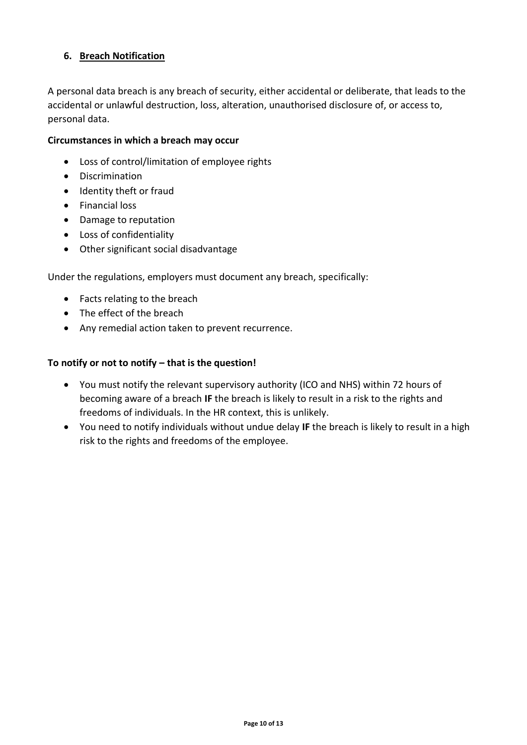## 6. Breach Notification

A personal data breach is any breach of security, either accidental or deliberate, that leads to the accidental or unlawful destruction, loss, alteration, unauthorised disclosure of, or access to, personal data.

**Circumstances in which a breach may occur**

- Loss of control/limitation of employee rights
- Discrimination
- Identity theft or fraud
- Financial loss
- Damage to reputation
- Loss of confidentiality
- Other significant social disadvantage

Under the regulations, employers must document any breach, specifically:

- Facts relating to the breach
- The effect of the breach
- Any remedial action taken to prevent recurrence.

**To notify or not to notify – that is the question!**

- You must notify the relevant supervisory authority (ICO and NHS) within 72 hours of becoming aware of a breach **IF** the breach is likely to result in a risk to the rights and freedoms of individuals. In the HR context, this is unlikely.
- You need to notify individuals without undue delay **IF** the breach is likely to result in a high risk to the rights and freedoms of the employee.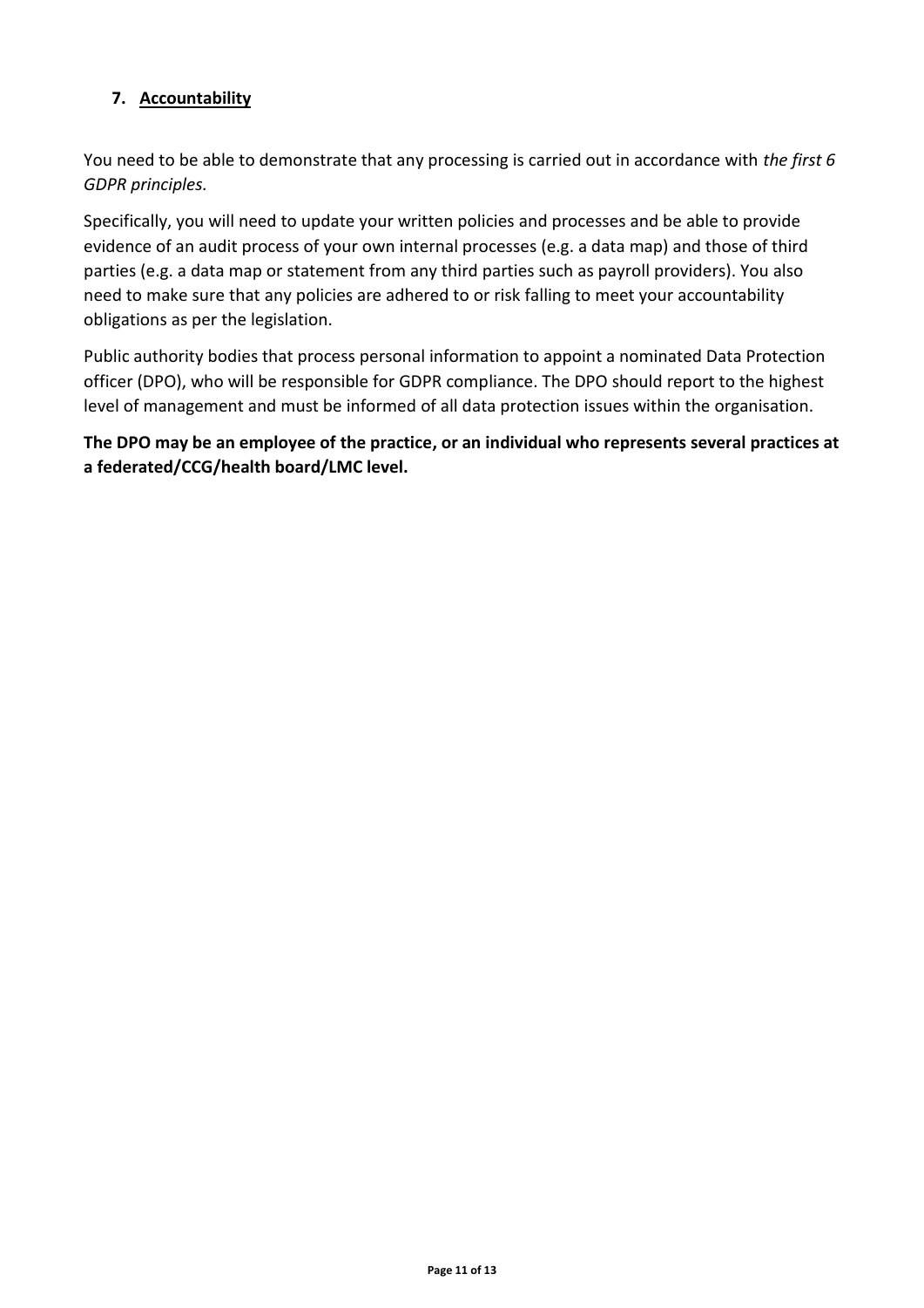## 7. <u>Accountability</u>

You need to be able to demonstrate that any processing is carried out in accordance with *the first 6 GDPR principles.*

Specifically, you will need to update your written policies and processes and be able to provide evidence of an audit process of your own internal processes (e.g. a data map) and those of third parties (e.g. a data map or statement from any third parties such as payroll providers). You also need to make sure that any policies are adhered to or risk falling to meet your accountability obligations as per the legislation.

Public authority bodies that process personal information to appoint a nominated Data Protection officer (DPO), who will be responsible for GDPR compliance. The DPO should report to the highest level of management and must be informed of all data protection issues within the organisation.

**The DPO may be an employee of the practice, or an individual who represents several practices at a federated/CCG/health board/LMC level.**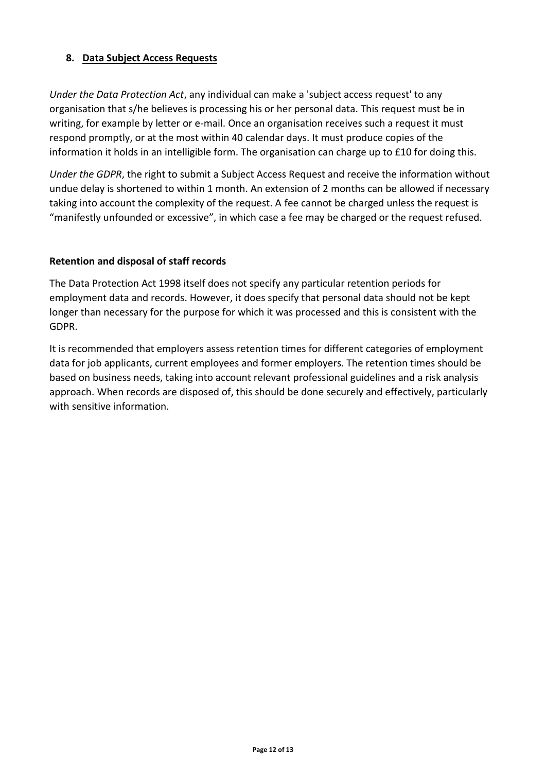## 8. Data Subject Access Requests

*Under the Data Protection Act*, any individual can make a 'subject access request' to any organisation that s/he believes is processing his or her personal data. This request must be in writing, for example by letter or e-mail. Once an organisation receives such a request it must respond promptly, or at the most within 40 calendar days. It must produce copies of the information it holds in an intelligible form. The organisation can charge up to £10 for doing this.

*Under the GDPR*, the right to submit a Subject Access Request and receive the information without undue delay is shortened to within 1 month. An extension of 2 months can be allowed if necessary taking into account the complexity of the request. A fee cannot be charged unless the request is "manifestly unfounded or excessive", in which case a fee may be charged or the request refused.

### Retention and disposal of staff records

The Data Protection Act 1998 itself does not specify any particular retention periods for employment data and records. However, it does specify that personal data should not be kept longer than necessary for the purpose for which it was processed and this is consistent with the GDPR.

It is recommended that employers assess retention times for different categories of employment data for job applicants, current employees and former employers. The retention times should be based on business needs, taking into account relevant professional guidelines and a risk analysis approach. When records are disposed of, this should be done securely and effectively, particularly with sensitive information.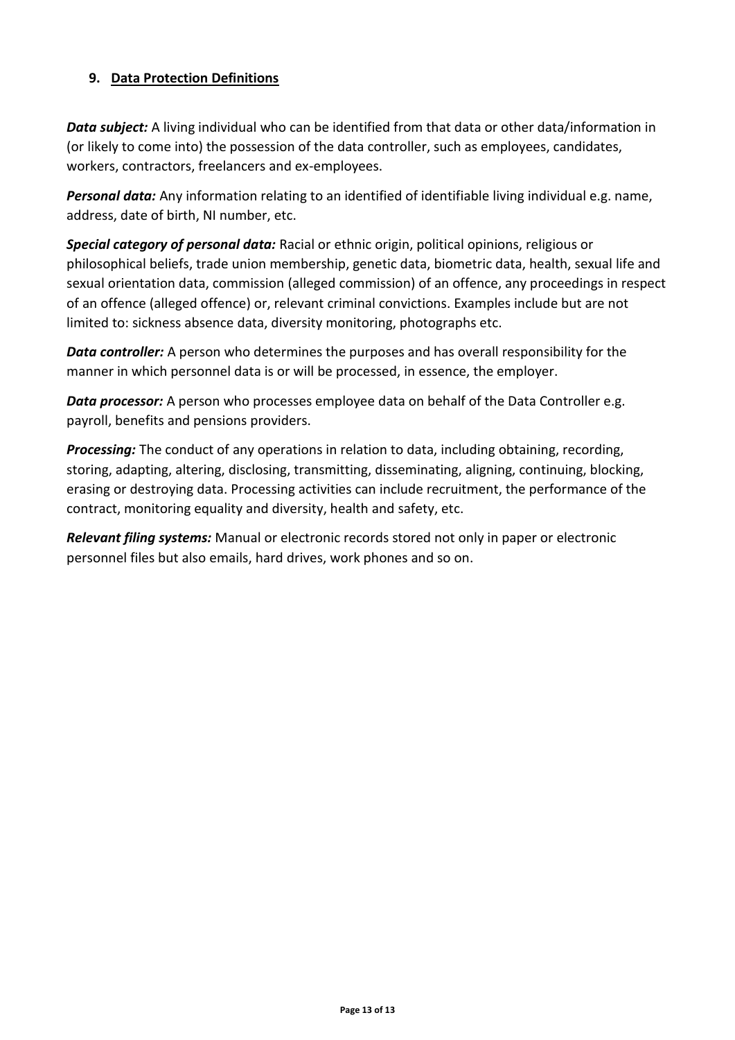## 9. Data Protection Definitions

***Data subject:*** A living individual who can be identified from that data or other data/information in (or likely to come into) the possession of the data controller, such as employees, candidates, workers, contractors, freelancers and ex-employees.

***Personal data:*** Any information relating to an identified of identifiable living individual e.g. name, address, date of birth, NI number, etc.

***Special category of personal data:*** Racial or ethnic origin, political opinions, religious or philosophical beliefs, trade union membership, genetic data, biometric data, health, sexual life and sexual orientation data, commission (alleged commission) of an offence, any proceedings in respect of an offence (alleged offence) or, relevant criminal convictions. Examples include but are not limited to: sickness absence data, diversity monitoring, photographs etc.

***Data controller:*** A person who determines the purposes and has overall responsibility for the manner in which personnel data is or will be processed, in essence, the employer.

***Data processor:*** A person who processes employee data on behalf of the Data Controller e.g. payroll, benefits and pensions providers.

***Processing:*** The conduct of any operations in relation to data, including obtaining, recording, storing, adapting, altering, disclosing, transmitting, disseminating, aligning, continuing, blocking, erasing or destroying data. Processing activities can include recruitment, the performance of the contract, monitoring equality and diversity, health and safety, etc.

***Relevant filing systems:*** Manual or electronic records stored not only in paper or electronic personnel files but also emails, hard drives, work phones and so on.